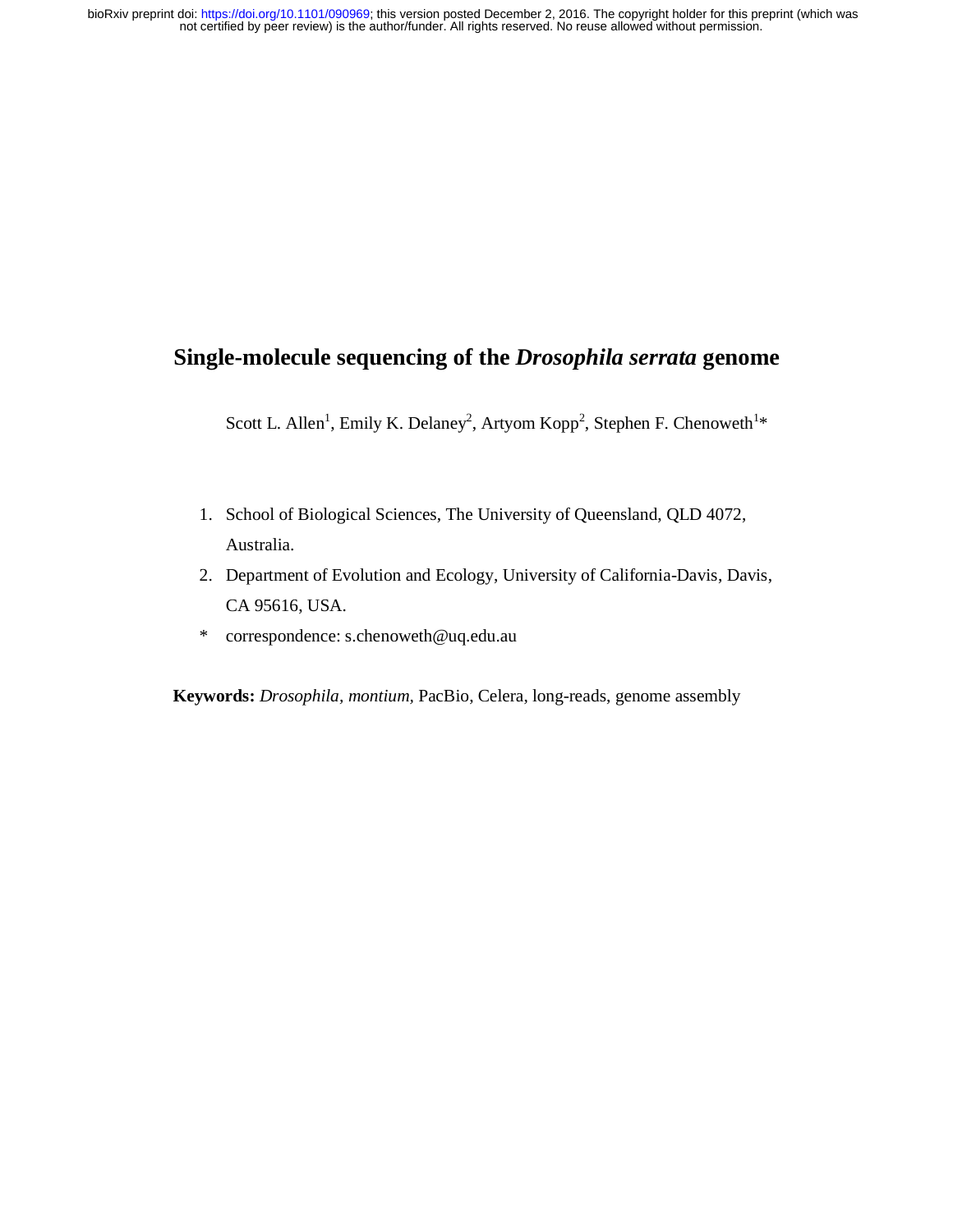# Single-molecule sequencing of the *Drosophila serrata* genome

Scott L. Allen[1], Emily K. Delaney[2], Artyom Kopp[2], Stephen F. Chenoweth[1]*

1. School of Biological Sciences, The University of Queensland, QLD 4072, Australia.
2. Department of Evolution and Ecology, University of California-Davis, Davis, CA 95616, USA.

\* correspondence: s.chenoweth@uq.edu.au

**Keywords:** *Drosophila, montium,* PacBio, Celera, long-reads, genome assembly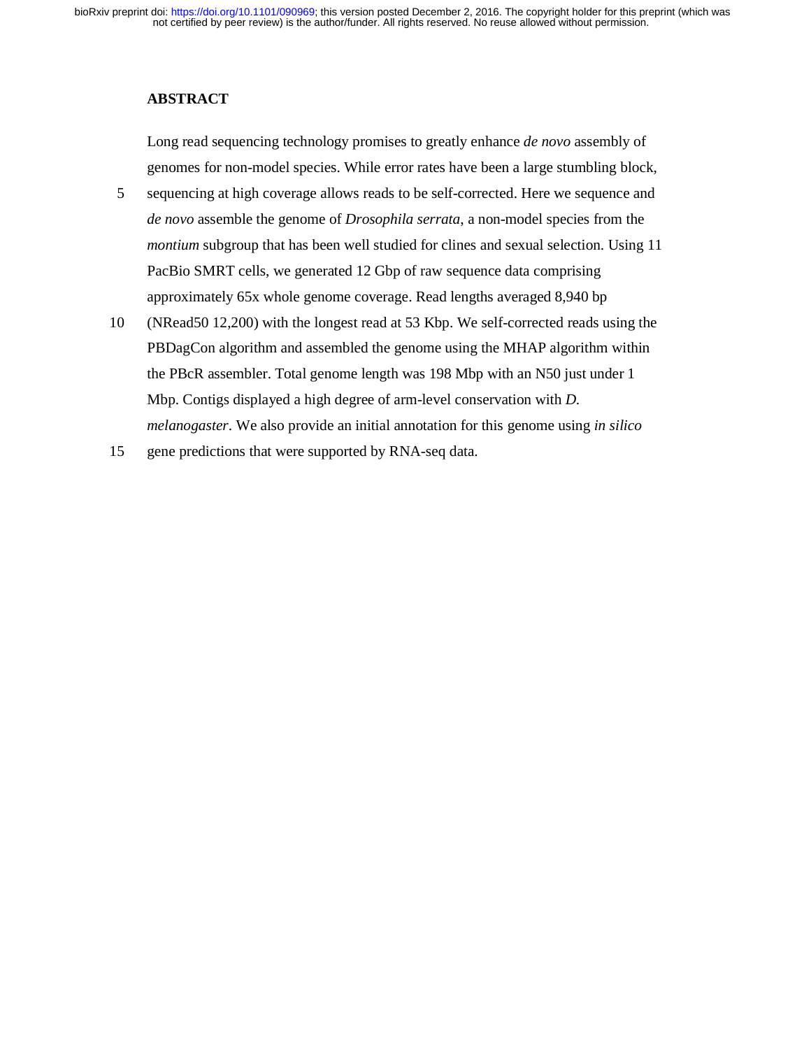## ABSTRACT

Long read sequencing technology promises to greatly enhance *de novo* assembly of genomes for non-model species. While error rates have been a large stumbling block, sequencing at high coverage allows reads to be self-corrected. Here we sequence and *de novo* assemble the genome of *Drosophila serrata*, a non-model species from the *montium* subgroup that has been well studied for clines and sexual selection. Using 11 PacBio SMRT cells, we generated 12 Gbp of raw sequence data comprising approximately 65x whole genome coverage. Read lengths averaged 8,940 bp (NRead50 12,200) with the longest read at 53 Kbp. We self-corrected reads using the PBDagCon algorithm and assembled the genome using the MHAP algorithm within the PBcR assembler. Total genome length was 198 Mbp with an N50 just under 1 Mbp. Contigs displayed a high degree of arm-level conservation with *D. melanogaster*. We also provide an initial annotation for this genome using *in silico* gene predictions that were supported by RNA-seq data.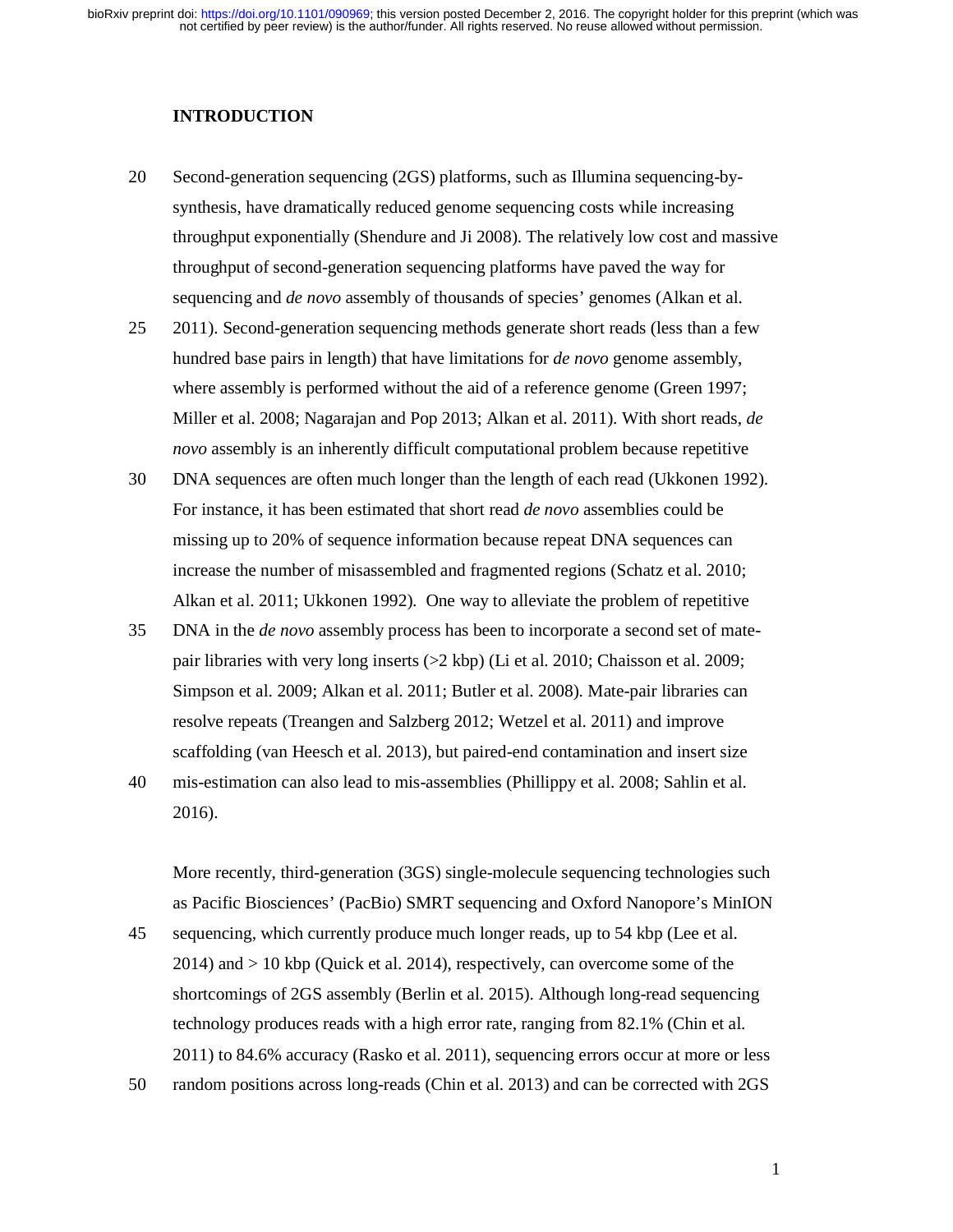## INTRODUCTION

Second-generation sequencing (2GS) platforms, such as Illumina sequencing-by-synthesis, have dramatically reduced genome sequencing costs while increasing throughput exponentially (Shendure and Ji 2008). The relatively low cost and massive throughput of second-generation sequencing platforms have paved the way for sequencing and *de novo* assembly of thousands of species' genomes (Alkan et al. 2011). Second-generation sequencing methods generate short reads (less than a few hundred base pairs in length) that have limitations for *de novo* genome assembly, where assembly is performed without the aid of a reference genome (Green 1997; Miller et al. 2008; Nagarajan and Pop 2013; Alkan et al. 2011). With short reads, *de novo* assembly is an inherently difficult computational problem because repetitive DNA sequences are often much longer than the length of each read (Ukkonen 1992). For instance, it has been estimated that short read *de novo* assemblies could be missing up to 20% of sequence information because repeat DNA sequences can increase the number of misassembled and fragmented regions (Schatz et al. 2010; Alkan et al. 2011; Ukkonen 1992). One way to alleviate the problem of repetitive DNA in the *de novo* assembly process has been to incorporate a second set of mate-pair libraries with very long inserts (>2 kbp) (Li et al. 2010; Chaisson et al. 2009; Simpson et al. 2009; Alkan et al. 2011; Butler et al. 2008). Mate-pair libraries can resolve repeats (Treangen and Salzberg 2012; Wetzel et al. 2011) and improve scaffolding (van Heesch et al. 2013), but paired-end contamination and insert size mis-estimation can also lead to mis-assemblies (Phillippy et al. 2008; Sahlin et al. 2016).

More recently, third-generation (3GS) single-molecule sequencing technologies such as Pacific Biosciences' (PacBio) SMRT sequencing and Oxford Nanopore's MinION sequencing, which currently produce much longer reads, up to 54 kbp (Lee et al. 2014) and > 10 kbp (Quick et al. 2014), respectively, can overcome some of the shortcomings of 2GS assembly (Berlin et al. 2015). Although long-read sequencing technology produces reads with a high error rate, ranging from 82.1% (Chin et al. 2011) to 84.6% accuracy (Rasko et al. 2011), sequencing errors occur at more or less random positions across long-reads (Chin et al. 2013) and can be corrected with 2GS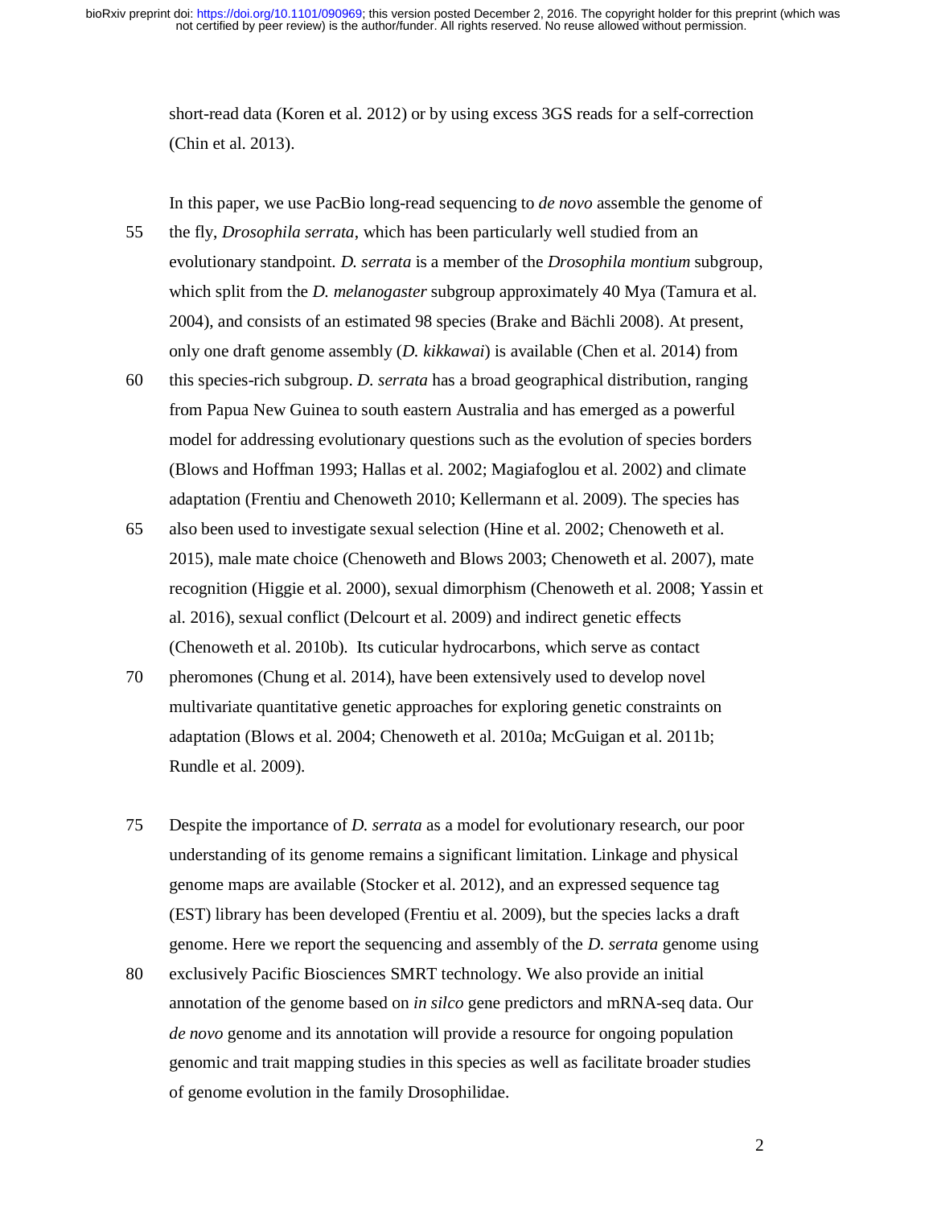short-read data (Koren et al. 2012) or by using excess 3GS reads for a self-correction (Chin et al. 2013).

In this paper, we use PacBio long-read sequencing to *de novo* assemble the genome of the fly, *Drosophila serrata*, which has been particularly well studied from an evolutionary standpoint. *D. serrata* is a member of the *Drosophila montium* subgroup, which split from the *D. melanogaster* subgroup approximately 40 Mya (Tamura et al. 2004), and consists of an estimated 98 species (Brake and Bächli 2008). At present, only one draft genome assembly (*D. kikkawai*) is available (Chen et al. 2014) from this species-rich subgroup. *D. serrata* has a broad geographical distribution, ranging from Papua New Guinea to south eastern Australia and has emerged as a powerful model for addressing evolutionary questions such as the evolution of species borders (Blows and Hoffman 1993; Hallas et al. 2002; Magiafoglou et al. 2002) and climate adaptation (Frentiu and Chenoweth 2010; Kellermann et al. 2009). The species has also been used to investigate sexual selection (Hine et al. 2002; Chenoweth et al. 2015), male mate choice (Chenoweth and Blows 2003; Chenoweth et al. 2007), mate recognition (Higgie et al. 2000), sexual dimorphism (Chenoweth et al. 2008; Yassin et al. 2016), sexual conflict (Delcourt et al. 2009) and indirect genetic effects (Chenoweth et al. 2010b). Its cuticular hydrocarbons, which serve as contact pheromones (Chung et al. 2014), have been extensively used to develop novel multivariate quantitative genetic approaches for exploring genetic constraints on adaptation (Blows et al. 2004; Chenoweth et al. 2010a; McGuigan et al. 2011b; Rundle et al. 2009).

Despite the importance of *D. serrata* as a model for evolutionary research, our poor understanding of its genome remains a significant limitation. Linkage and physical genome maps are available (Stocker et al. 2012), and an expressed sequence tag (EST) library has been developed (Frentiu et al. 2009), but the species lacks a draft genome. Here we report the sequencing and assembly of the *D. serrata* genome using exclusively Pacific Biosciences SMRT technology. We also provide an initial annotation of the genome based on *in silco* gene predictors and mRNA-seq data. Our *de novo* genome and its annotation will provide a resource for ongoing population genomic and trait mapping studies in this species as well as facilitate broader studies of genome evolution in the family Drosophilidae.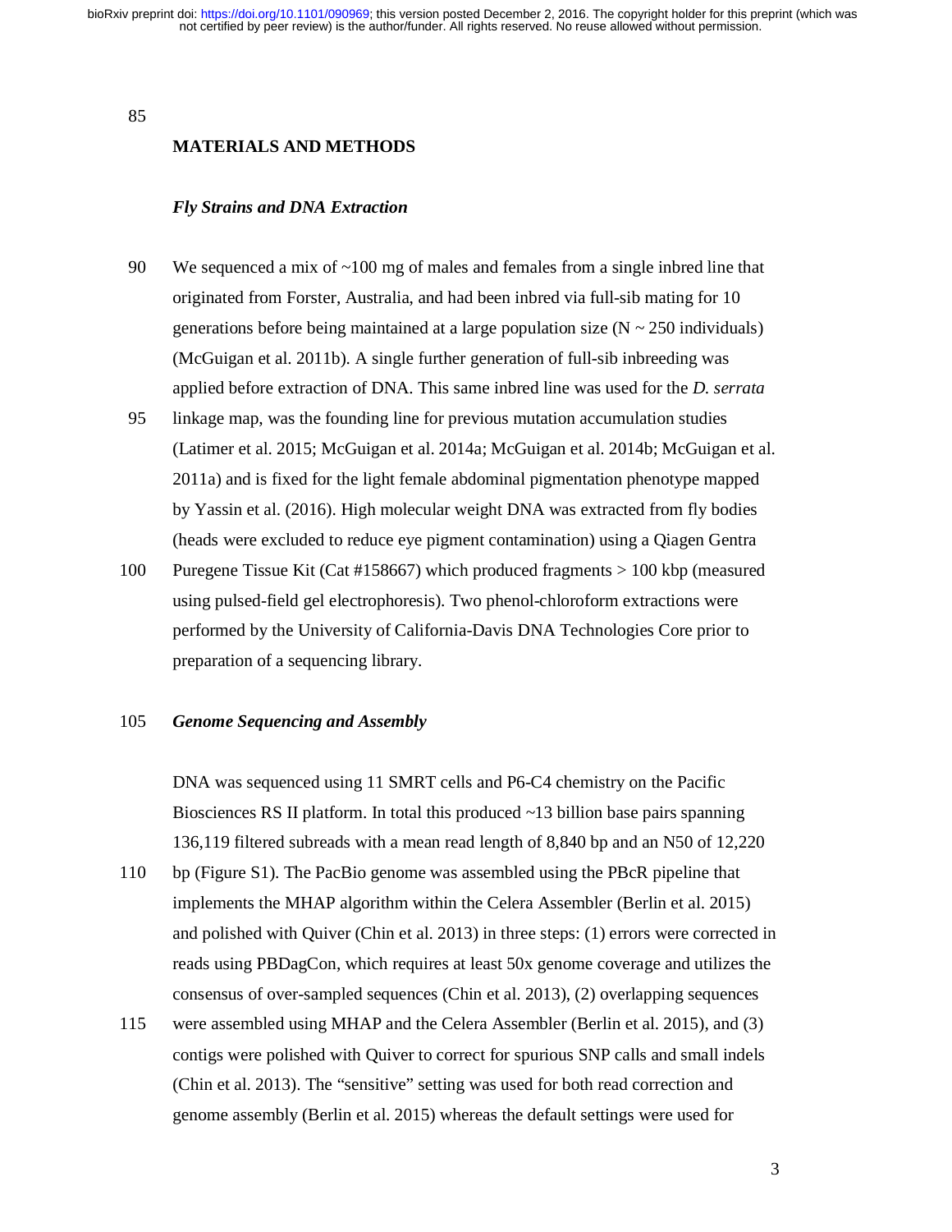## MATERIALS AND METHODS

### *Fly Strains and DNA Extraction*

We sequenced a mix of ~100 mg of males and females from a single inbred line that originated from Forster, Australia, and had been inbred via full-sib mating for 10 generations before being maintained at a large population size (N ~ 250 individuals) (McGuigan et al. 2011b). A single further generation of full-sib inbreeding was applied before extraction of DNA. This same inbred line was used for the *D. serrata* linkage map, was the founding line for previous mutation accumulation studies (Latimer et al. 2015; McGuigan et al. 2014a; McGuigan et al. 2014b; McGuigan et al. 2011a) and is fixed for the light female abdominal pigmentation phenotype mapped by Yassin et al. (2016). High molecular weight DNA was extracted from fly bodies (heads were excluded to reduce eye pigment contamination) using a Qiagen Gentra Puregene Tissue Kit (Cat #158667) which produced fragments > 100 kbp (measured using pulsed-field gel electrophoresis). Two phenol-chloroform extractions were performed by the University of California-Davis DNA Technologies Core prior to preparation of a sequencing library.

### *Genome Sequencing and Assembly*

DNA was sequenced using 11 SMRT cells and P6-C4 chemistry on the Pacific Biosciences RS II platform. In total this produced ~13 billion base pairs spanning 136,119 filtered subreads with a mean read length of 8,840 bp and an N50 of 12,220 bp (Figure S1). The PacBio genome was assembled using the PBcR pipeline that implements the MHAP algorithm within the Celera Assembler (Berlin et al. 2015) and polished with Quiver (Chin et al. 2013) in three steps: (1) errors were corrected in reads using PBDagCon, which requires at least 50x genome coverage and utilizes the consensus of over-sampled sequences (Chin et al. 2013), (2) overlapping sequences were assembled using MHAP and the Celera Assembler (Berlin et al. 2015), and (3) contigs were polished with Quiver to correct for spurious SNP calls and small indels (Chin et al. 2013). The "sensitive" setting was used for both read correction and genome assembly (Berlin et al. 2015) whereas the default settings were used for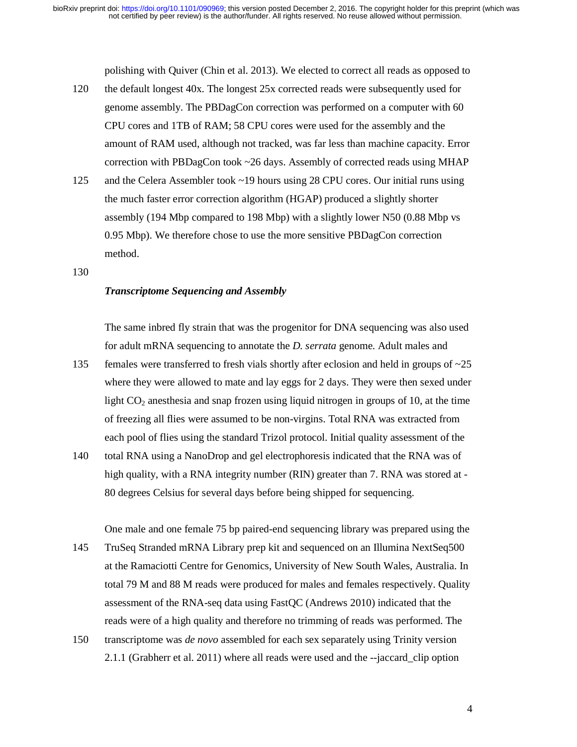polishing with Quiver (Chin et al. 2013). We elected to correct all reads as opposed to the default longest 40x. The longest 25x corrected reads were subsequently used for genome assembly. The PBDagCon correction was performed on a computer with 60 CPU cores and 1TB of RAM; 58 CPU cores were used for the assembly and the amount of RAM used, although not tracked, was far less than machine capacity. Error correction with PBDagCon took ~26 days. Assembly of corrected reads using MHAP and the Celera Assembler took ~19 hours using 28 CPU cores. Our initial runs using the much faster error correction algorithm (HGAP) produced a slightly shorter assembly (194 Mbp compared to 198 Mbp) with a slightly lower N50 (0.88 Mbp vs 0.95 Mbp). We therefore chose to use the more sensitive PBDagCon correction method.

### *Transcriptome Sequencing and Assembly*

The same inbred fly strain that was the progenitor for DNA sequencing was also used for adult mRNA sequencing to annotate the *D. serrata* genome. Adult males and females were transferred to fresh vials shortly after eclosion and held in groups of ~25 where they were allowed to mate and lay eggs for 2 days. They were then sexed under light $CO_2$ anesthesia and snap frozen using liquid nitrogen in groups of 10, at the time of freezing all flies were assumed to be non-virgins. Total RNA was extracted from each pool of flies using the standard Trizol protocol. Initial quality assessment of the total RNA using a NanoDrop and gel electrophoresis indicated that the RNA was of high quality, with a RNA integrity number (RIN) greater than 7. RNA was stored at -80 degrees Celsius for several days before being shipped for sequencing.

One male and one female 75 bp paired-end sequencing library was prepared using the TruSeq Stranded mRNA Library prep kit and sequenced on an Illumina NextSeq500 at the Ramaciotti Centre for Genomics, University of New South Wales, Australia. In total 79 M and 88 M reads were produced for males and females respectively. Quality assessment of the RNA-seq data using FastQC (Andrews 2010) indicated that the reads were of a high quality and therefore no trimming of reads was performed. The transcriptome was *de novo* assembled for each sex separately using Trinity version 2.1.1 (Grabherr et al. 2011) where all reads were used and the --jaccard_clip option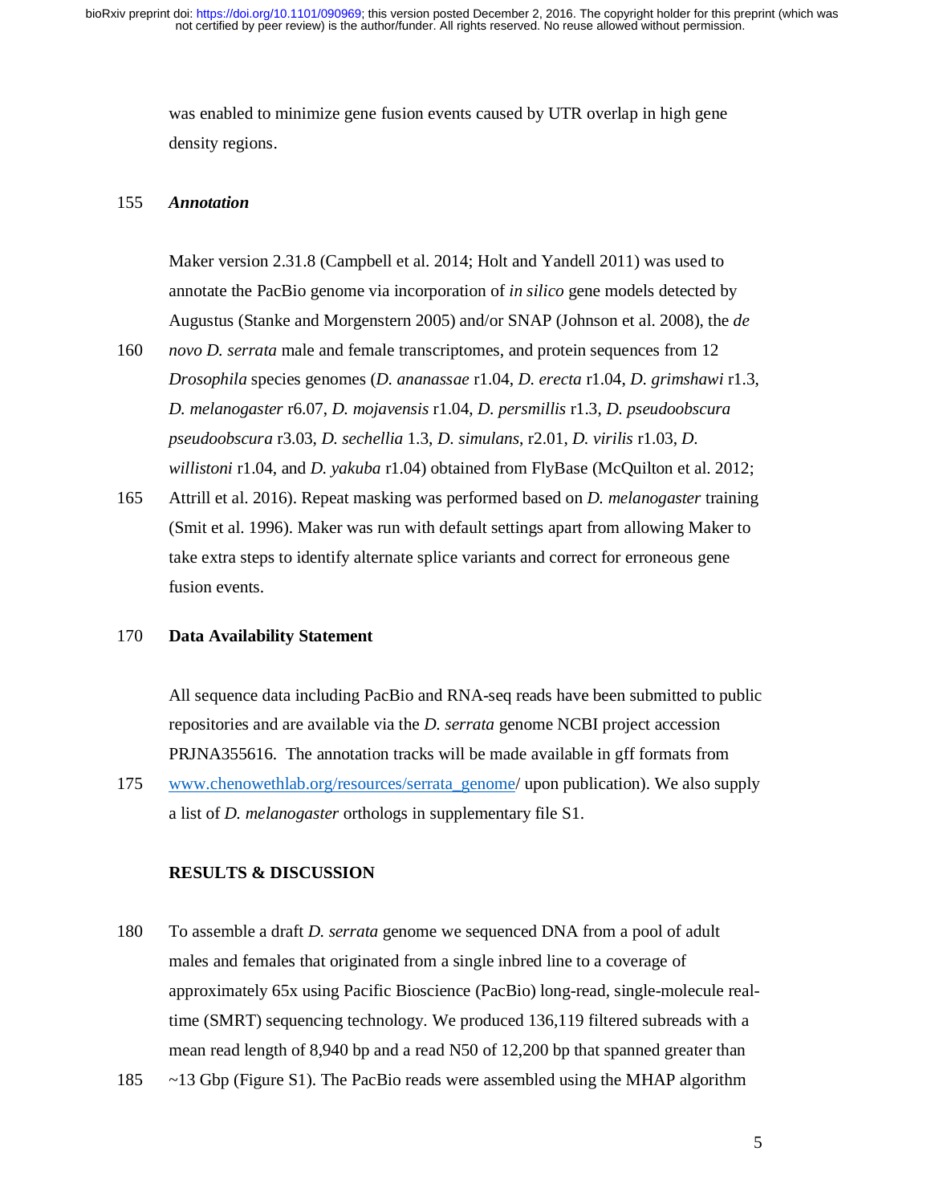was enabled to minimize gene fusion events caused by UTR overlap in high gene density regions.

### *Annotation*

Maker version 2.31.8 (Campbell et al. 2014; Holt and Yandell 2011) was used to annotate the PacBio genome via incorporation of *in silico* gene models detected by Augustus (Stanke and Morgenstern 2005) and/or SNAP (Johnson et al. 2008), the *de novo D. serrata* male and female transcriptomes, and protein sequences from 12 *Drosophila* species genomes (*D. ananassae* r1.04, *D. erecta* r1.04, *D. grimshawi* r1.3, *D. melanogaster* r6.07, *D. mojavensis* r1.04, *D. persmillis* r1.3, *D. pseudoobscura pseudoobscura* r3.03, *D. sechellia* 1.3, *D. simulans*, r2.01, *D. virilis* r1.03, *D. willistoni* r1.04, and *D. yakuba* r1.04) obtained from FlyBase (McQuilton et al. 2012; Attrill et al. 2016). Repeat masking was performed based on *D. melanogaster* training (Smit et al. 1996). Maker was run with default settings apart from allowing Maker to take extra steps to identify alternate splice variants and correct for erroneous gene fusion events.

## Data Availability Statement

All sequence data including PacBio and RNA-seq reads have been submitted to public repositories and are available via the *D. serrata* genome NCBI project accession PRJNA355616. The annotation tracks will be made available in gff formats from www.chenowethlab.org/resources/serrata_genome/ upon publication). We also supply a list of *D. melanogaster* orthologs in supplementary file S1.

## RESULTS & DISCUSSION

To assemble a draft *D. serrata* genome we sequenced DNA from a pool of adult males and females that originated from a single inbred line to a coverage of approximately 65x using Pacific Bioscience (PacBio) long-read, single-molecule real-time (SMRT) sequencing technology. We produced 136,119 filtered subreads with a mean read length of 8,940 bp and a read N50 of 12,200 bp that spanned greater than ~13 Gbp (Figure S1). The PacBio reads were assembled using the MHAP algorithm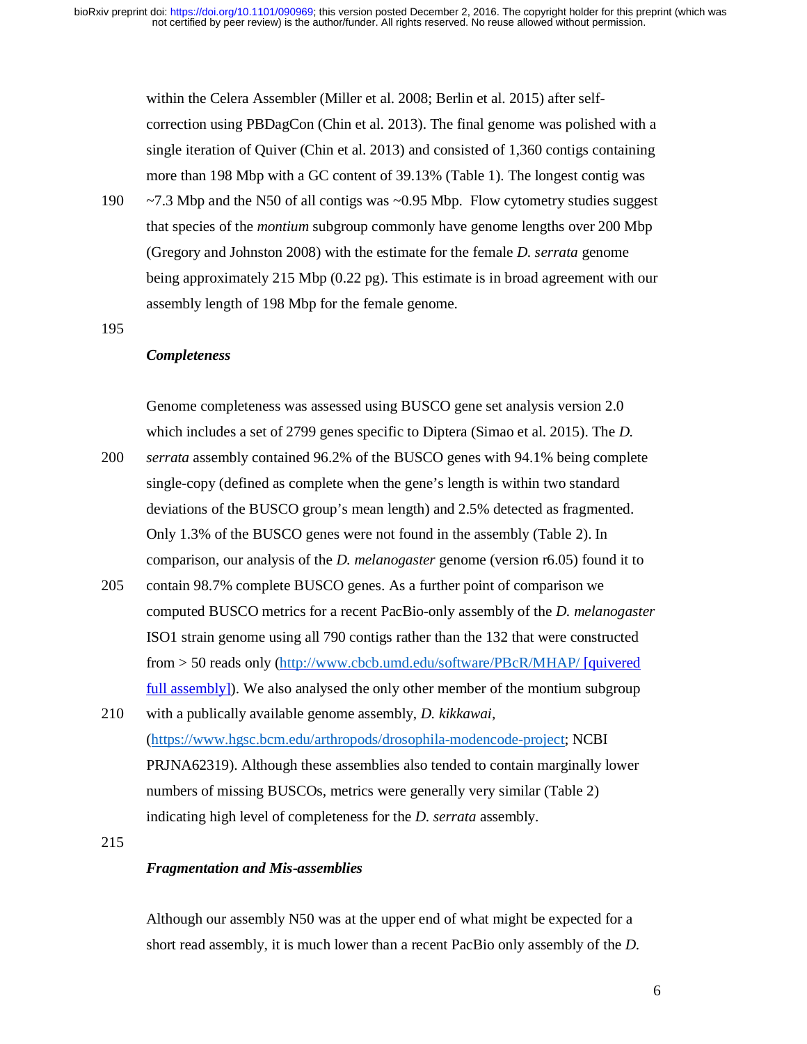within the Celera Assembler (Miller et al. 2008; Berlin et al. 2015) after self-correction using PBDagCon (Chin et al. 2013). The final genome was polished with a single iteration of Quiver (Chin et al. 2013) and consisted of 1,360 contigs containing more than 198 Mbp with a GC content of 39.13% (Table 1). The longest contig was ~7.3 Mbp and the N50 of all contigs was ~0.95 Mbp. Flow cytometry studies suggest that species of the *montium* subgroup commonly have genome lengths over 200 Mbp (Gregory and Johnston 2008) with the estimate for the female *D. serrata* genome being approximately 215 Mbp (0.22 pg). This estimate is in broad agreement with our assembly length of 198 Mbp for the female genome.

### *Completeness*

Genome completeness was assessed using BUSCO gene set analysis version 2.0 which includes a set of 2799 genes specific to Diptera (Simao et al. 2015). The *D. serrata* assembly contained 96.2% of the BUSCO genes with 94.1% being complete single-copy (defined as complete when the gene's length is within two standard deviations of the BUSCO group's mean length) and 2.5% detected as fragmented. Only 1.3% of the BUSCO genes were not found in the assembly (Table 2). In comparison, our analysis of the *D. melanogaster* genome (version r6.05) found it to contain 98.7% complete BUSCO genes. As a further point of comparison we computed BUSCO metrics for a recent PacBio-only assembly of the *D. melanogaster* ISO1 strain genome using all 790 contigs rather than the 132 that were constructed from > 50 reads only (http://www.cbcb.umd.edu/software/PBcR/MHAP/ [quivered full assembly]). We also analysed the only other member of the montium subgroup with a publically available genome assembly, *D. kikkawai*, (https://www.hgsc.bcm.edu/arthropods/drosophila-modencode-project; NCBI PRJNA62319). Although these assemblies also tended to contain marginally lower numbers of missing BUSCOs, metrics were generally very similar (Table 2) indicating high level of completeness for the *D. serrata* assembly.

### *Fragmentation and Mis-assemblies*

Although our assembly N50 was at the upper end of what might be expected for a short read assembly, it is much lower than a recent PacBio only assembly of the *D.*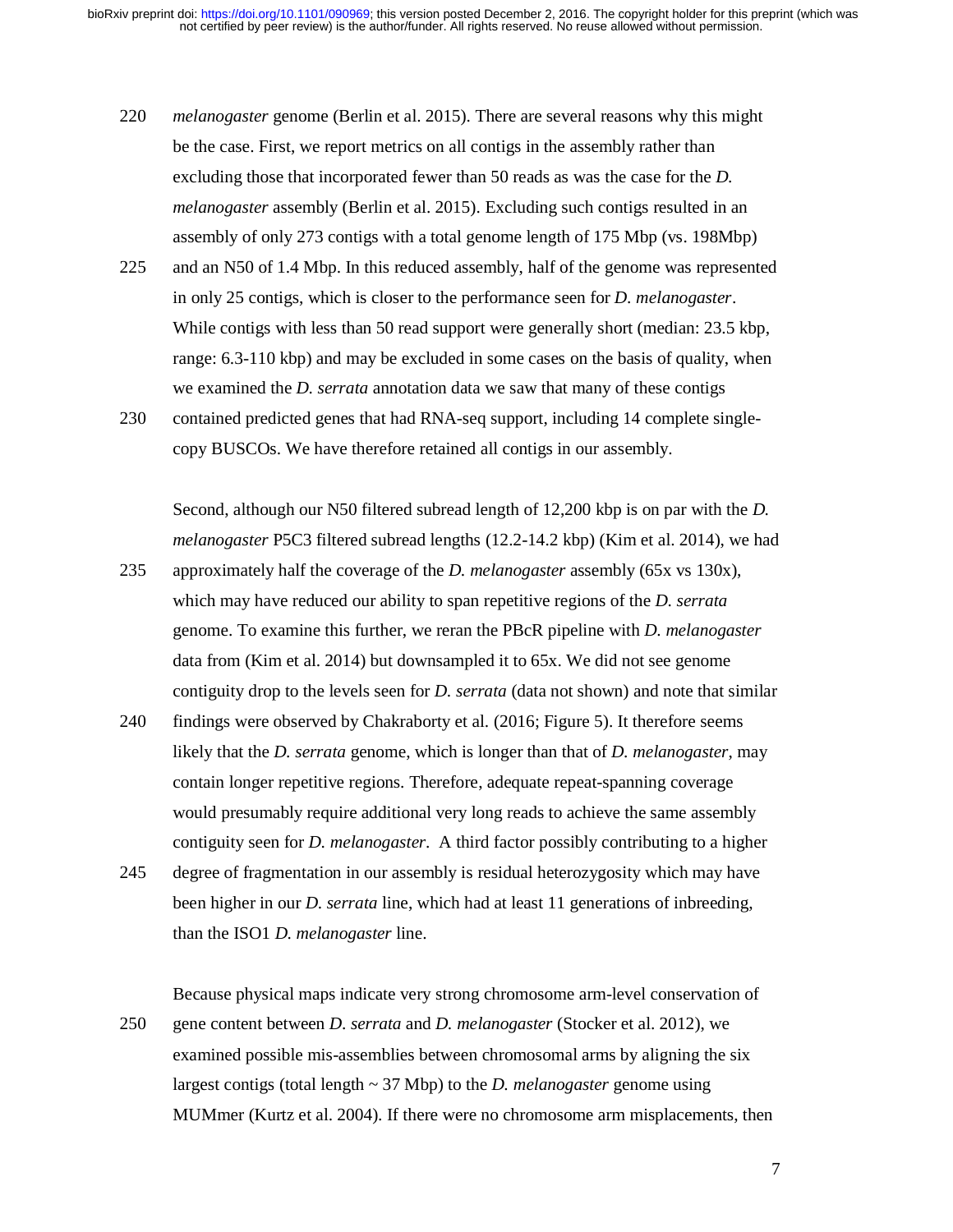*melanogaster* genome (Berlin et al. 2015). There are several reasons why this might be the case. First, we report metrics on all contigs in the assembly rather than excluding those that incorporated fewer than 50 reads as was the case for the *D. melanogaster* assembly (Berlin et al. 2015). Excluding such contigs resulted in an assembly of only 273 contigs with a total genome length of 175 Mbp (vs. 198Mbp) and an N50 of 1.4 Mbp. In this reduced assembly, half of the genome was represented in only 25 contigs, which is closer to the performance seen for *D. melanogaster*. While contigs with less than 50 read support were generally short (median: 23.5 kbp, range: 6.3-110 kbp) and may be excluded in some cases on the basis of quality, when we examined the *D. serrata* annotation data we saw that many of these contigs contained predicted genes that had RNA-seq support, including 14 complete single-copy BUSCOs. We have therefore retained all contigs in our assembly.

Second, although our N50 filtered subread length of 12,200 kbp is on par with the *D. melanogaster* P5C3 filtered subread lengths (12.2-14.2 kbp) (Kim et al. 2014), we had approximately half the coverage of the *D. melanogaster* assembly (65x vs 130x), which may have reduced our ability to span repetitive regions of the *D. serrata* genome. To examine this further, we reran the PBcR pipeline with *D. melanogaster* data from (Kim et al. 2014) but downsampled it to 65x. We did not see genome contiguity drop to the levels seen for *D. serrata* (data not shown) and note that similar findings were observed by Chakraborty et al. (2016; Figure 5). It therefore seems likely that the *D. serrata* genome, which is longer than that of *D. melanogaster*, may contain longer repetitive regions. Therefore, adequate repeat-spanning coverage would presumably require additional very long reads to achieve the same assembly contiguity seen for *D. melanogaster*. A third factor possibly contributing to a higher degree of fragmentation in our assembly is residual heterozygosity which may have been higher in our *D. serrata* line, which had at least 11 generations of inbreeding, than the ISO1 *D. melanogaster* line.

Because physical maps indicate very strong chromosome arm-level conservation of gene content between *D. serrata* and *D. melanogaster* (Stocker et al. 2012), we examined possible mis-assemblies between chromosomal arms by aligning the six largest contigs (total length ~ 37 Mbp) to the *D. melanogaster* genome using MUMmer (Kurtz et al. 2004). If there were no chromosome arm misplacements, then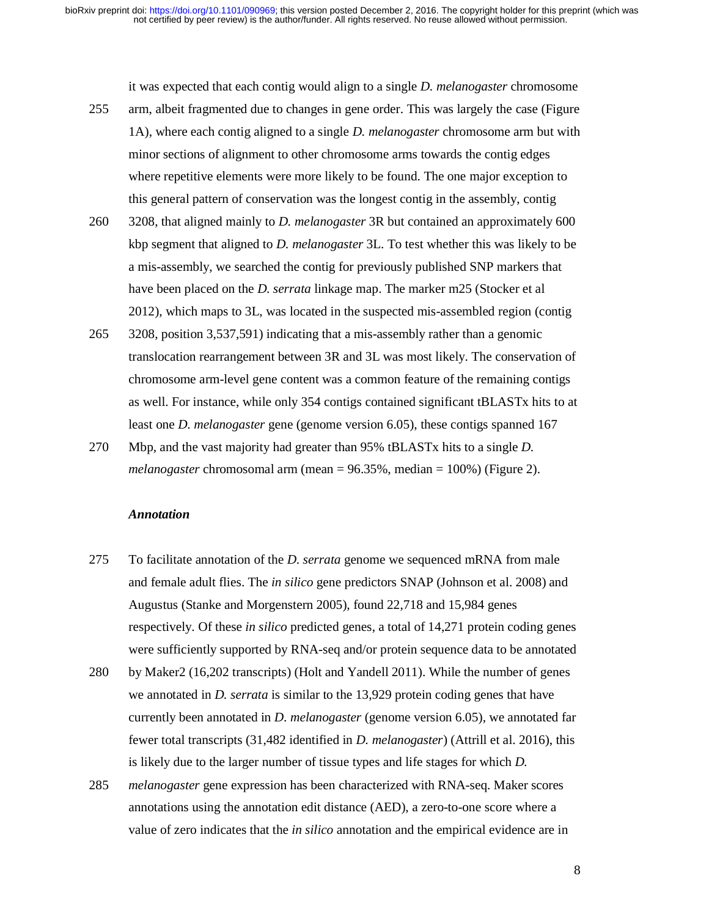it was expected that each contig would align to a single *D. melanogaster* chromosome arm, albeit fragmented due to changes in gene order. This was largely the case (Figure 1A), where each contig aligned to a single *D. melanogaster* chromosome arm but with minor sections of alignment to other chromosome arms towards the contig edges where repetitive elements were more likely to be found. The one major exception to this general pattern of conservation was the longest contig in the assembly, contig 3208, that aligned mainly to *D. melanogaster* 3R but contained an approximately 600 kbp segment that aligned to *D. melanogaster* 3L. To test whether this was likely to be a mis-assembly, we searched the contig for previously published SNP markers that have been placed on the *D. serrata* linkage map. The marker m25 (Stocker et al 2012), which maps to 3L, was located in the suspected mis-assembled region (contig 3208, position 3,537,591) indicating that a mis-assembly rather than a genomic translocation rearrangement between 3R and 3L was most likely. The conservation of chromosome arm-level gene content was a common feature of the remaining contigs as well. For instance, while only 354 contigs contained significant tBLASTx hits to at least one *D. melanogaster* gene (genome version 6.05), these contigs spanned 167 Mbp, and the vast majority had greater than 95% tBLASTx hits to a single *D. melanogaster* chromosomal arm (mean = 96.35%, median = 100%) (Figure 2).

### *Annotation*

To facilitate annotation of the *D. serrata* genome we sequenced mRNA from male and female adult flies. The *in silico* gene predictors SNAP (Johnson et al. 2008) and Augustus (Stanke and Morgenstern 2005), found 22,718 and 15,984 genes respectively. Of these *in silico* predicted genes, a total of 14,271 protein coding genes were sufficiently supported by RNA-seq and/or protein sequence data to be annotated by Maker2 (16,202 transcripts) (Holt and Yandell 2011). While the number of genes we annotated in *D. serrata* is similar to the 13,929 protein coding genes that have currently been annotated in *D. melanogaster* (genome version 6.05), we annotated far fewer total transcripts (31,482 identified in *D. melanogaster*) (Attrill et al. 2016), this is likely due to the larger number of tissue types and life stages for which *D. melanogaster* gene expression has been characterized with RNA-seq. Maker scores annotations using the annotation edit distance (AED), a zero-to-one score where a value of zero indicates that the *in silico* annotation and the empirical evidence are in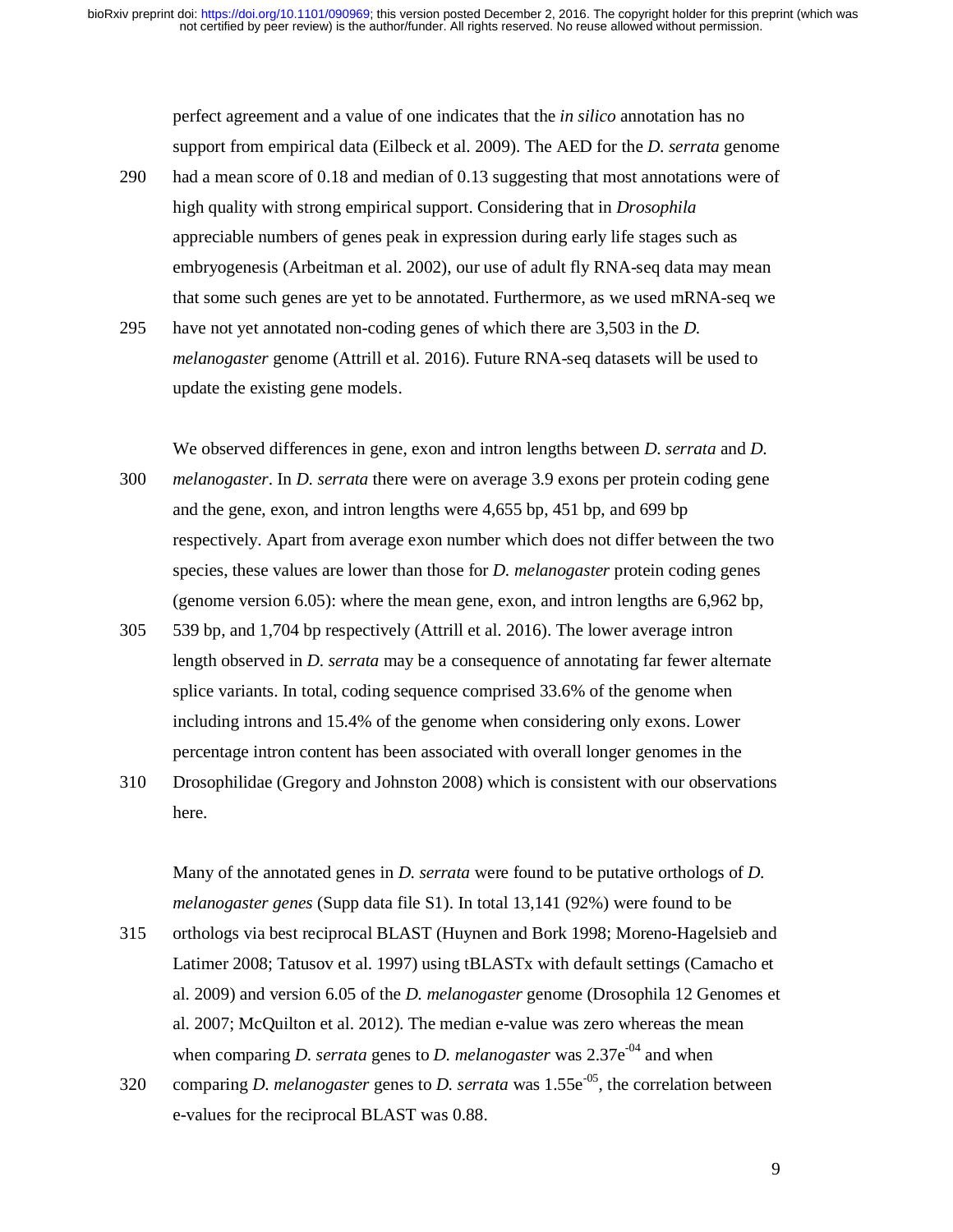perfect agreement and a value of one indicates that the *in silico* annotation has no support from empirical data (Eilbeck et al. 2009). The AED for the *D. serrata* genome had a mean score of 0.18 and median of 0.13 suggesting that most annotations were of high quality with strong empirical support. Considering that in *Drosophila* appreciable numbers of genes peak in expression during early life stages such as embryogenesis (Arbeitman et al. 2002), our use of adult fly RNA-seq data may mean that some such genes are yet to be annotated. Furthermore, as we used mRNA-seq we have not yet annotated non-coding genes of which there are 3,503 in the *D. melanogaster* genome (Attrill et al. 2016). Future RNA-seq datasets will be used to update the existing gene models.

We observed differences in gene, exon and intron lengths between *D. serrata* and *D. melanogaster*. In *D. serrata* there were on average 3.9 exons per protein coding gene and the gene, exon, and intron lengths were 4,655 bp, 451 bp, and 699 bp respectively. Apart from average exon number which does not differ between the two species, these values are lower than those for *D. melanogaster* protein coding genes (genome version 6.05): where the mean gene, exon, and intron lengths are 6,962 bp, 539 bp, and 1,704 bp respectively (Attrill et al. 2016). The lower average intron length observed in *D. serrata* may be a consequence of annotating far fewer alternate splice variants. In total, coding sequence comprised 33.6% of the genome when including introns and 15.4% of the genome when considering only exons. Lower percentage intron content has been associated with overall longer genomes in the Drosophilidae (Gregory and Johnston 2008) which is consistent with our observations here.

Many of the annotated genes in *D. serrata* were found to be putative orthologs of *D. melanogaster genes* (Supp data file S1). In total 13,141 (92%) were found to be orthologs via best reciprocal BLAST (Huynen and Bork 1998; Moreno-Hagelsieb and Latimer 2008; Tatusov et al. 1997) using tBLASTx with default settings (Camacho et al. 2009) and version 6.05 of the *D. melanogaster* genome (Drosophila 12 Genomes et al. 2007; McQuilton et al. 2012). The median e-value was zero whereas the mean when comparing *D. serrata* genes to *D. melanogaster* was $2.37e^{-04}$ and when comparing *D. melanogaster* genes to *D. serrata* was $1.55e^{-05}$, the correlation between e-values for the reciprocal BLAST was 0.88.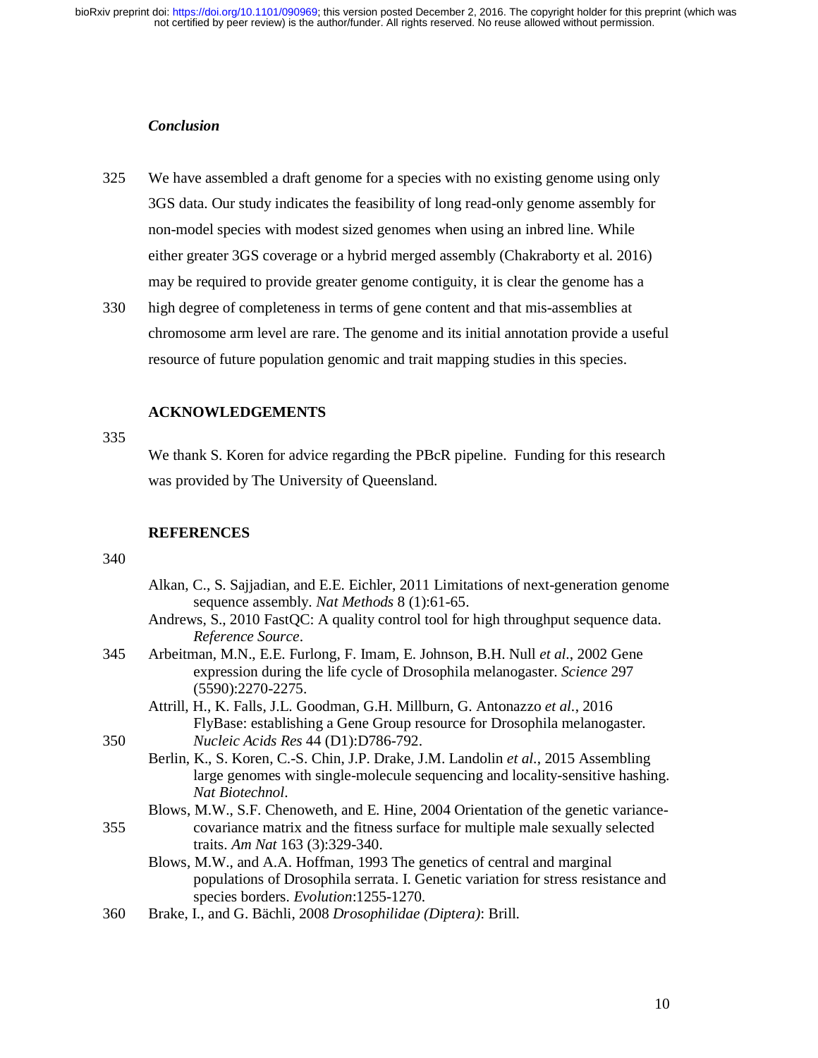### *Conclusion*

We have assembled a draft genome for a species with no existing genome using only 3GS data. Our study indicates the feasibility of long read-only genome assembly for non-model species with modest sized genomes when using an inbred line. While either greater 3GS coverage or a hybrid merged assembly (Chakraborty et al. 2016) may be required to provide greater genome contiguity, it is clear the genome has a high degree of completeness in terms of gene content and that mis-assemblies at chromosome arm level are rare. The genome and its initial annotation provide a useful resource of future population genomic and trait mapping studies in this species.

## ACKNOWLEDGEMENTS

We thank S. Koren for advice regarding the PBcR pipeline. Funding for this research was provided by The University of Queensland.

## REFERENCES

Alkan, C., S. Sajjadian, and E.E. Eichler, 2011 Limitations of next-generation genome sequence assembly. *Nat Methods* 8 (1):61-65.

Andrews, S., 2010 FastQC: A quality control tool for high throughput sequence data. *Reference Source*.

Arbeitman, M.N., E.E. Furlong, F. Imam, E. Johnson, B.H. Null *et al.*, 2002 Gene expression during the life cycle of Drosophila melanogaster. *Science* 297 (5590):2270-2275.

Attrill, H., K. Falls, J.L. Goodman, G.H. Millburn, G. Antonazzo *et al.*, 2016 FlyBase: establishing a Gene Group resource for Drosophila melanogaster. *Nucleic Acids Res* 44 (D1):D786-792.

Berlin, K., S. Koren, C.-S. Chin, J.P. Drake, J.M. Landolin *et al.*, 2015 Assembling large genomes with single-molecule sequencing and locality-sensitive hashing. *Nat Biotechnol*.

Blows, M.W., S.F. Chenoweth, and E. Hine, 2004 Orientation of the genetic variance-covariance matrix and the fitness surface for multiple male sexually selected traits. *Am Nat* 163 (3):329-340.

Blows, M.W., and A.A. Hoffman, 1993 The genetics of central and marginal populations of Drosophila serrata. I. Genetic variation for stress resistance and species borders. *Evolution*:1255-1270.

Brake, I., and G. Bächli, 2008 *Drosophilidae (Diptera)*: Brill.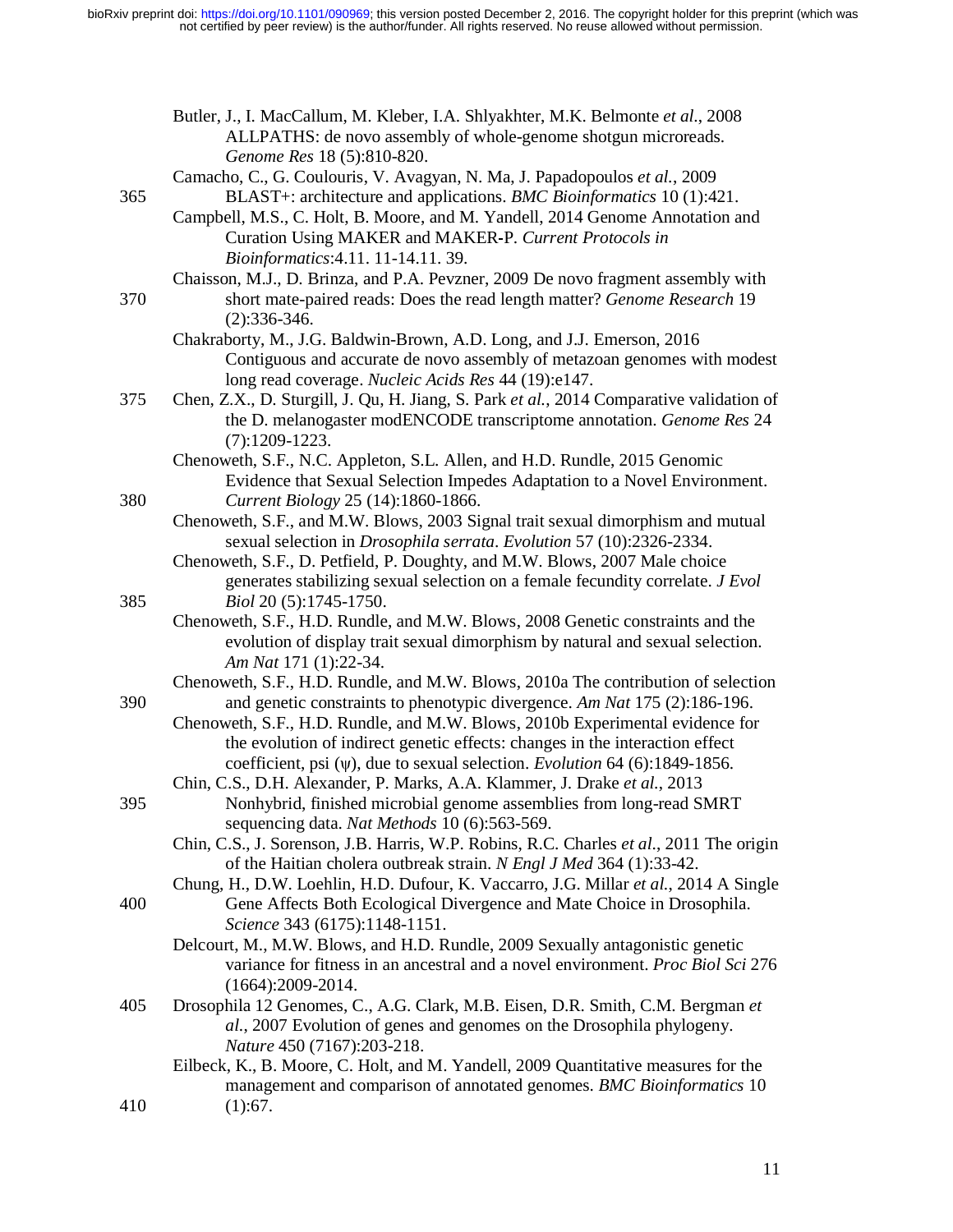Butler, J., I. MacCallum, M. Kleber, I.A. Shlyakhter, M.K. Belmonte *et al.*, 2008 ALLPATHS: de novo assembly of whole-genome shotgun microreads. *Genome Res* 18 (5):810-820.

Camacho, C., G. Coulouris, V. Avagyan, N. Ma, J. Papadopoulos *et al.*, 2009 BLAST+: architecture and applications. *BMC Bioinformatics* 10 (1):421.

Campbell, M.S., C. Holt, B. Moore, and M. Yandell, 2014 Genome Annotation and Curation Using MAKER and MAKER-P. *Current Protocols in Bioinformatics*:4.11. 11-14.11. 39.

Chaisson, M.J., D. Brinza, and P.A. Pevzner, 2009 De novo fragment assembly with short mate-paired reads: Does the read length matter? *Genome Research* 19 (2):336-346.

Chakraborty, M., J.G. Baldwin-Brown, A.D. Long, and J.J. Emerson, 2016 Contiguous and accurate de novo assembly of metazoan genomes with modest long read coverage. *Nucleic Acids Res* 44 (19):e147.

Chen, Z.X., D. Sturgill, J. Qu, H. Jiang, S. Park *et al.*, 2014 Comparative validation of the D. melanogaster modENCODE transcriptome annotation. *Genome Res* 24 (7):1209-1223.

Chenoweth, S.F., N.C. Appleton, S.L. Allen, and H.D. Rundle, 2015 Genomic Evidence that Sexual Selection Impedes Adaptation to a Novel Environment. *Current Biology* 25 (14):1860-1866.

Chenoweth, S.F., and M.W. Blows, 2003 Signal trait sexual dimorphism and mutual sexual selection in *Drosophila serrata*. *Evolution* 57 (10):2326-2334.

Chenoweth, S.F., D. Petfield, P. Doughty, and M.W. Blows, 2007 Male choice generates stabilizing sexual selection on a female fecundity correlate. *J Evol Biol* 20 (5):1745-1750.

Chenoweth, S.F., H.D. Rundle, and M.W. Blows, 2008 Genetic constraints and the evolution of display trait sexual dimorphism by natural and sexual selection. *Am Nat* 171 (1):22-34.

Chenoweth, S.F., H.D. Rundle, and M.W. Blows, 2010a The contribution of selection and genetic constraints to phenotypic divergence. *Am Nat* 175 (2):186-196.

Chenoweth, S.F., H.D. Rundle, and M.W. Blows, 2010b Experimental evidence for the evolution of indirect genetic effects: changes in the interaction effect coefficient, psi ($\psi$), due to sexual selection. *Evolution* 64 (6):1849-1856.

Chin, C.S., D.H. Alexander, P. Marks, A.A. Klammer, J. Drake *et al.*, 2013 Nonhybrid, finished microbial genome assemblies from long-read SMRT sequencing data. *Nat Methods* 10 (6):563-569.

Chin, C.S., J. Sorenson, J.B. Harris, W.P. Robins, R.C. Charles *et al.*, 2011 The origin of the Haitian cholera outbreak strain. *N Engl J Med* 364 (1):33-42.

Chung, H., D.W. Loehlin, H.D. Dufour, K. Vaccarro, J.G. Millar *et al.*, 2014 A Single Gene Affects Both Ecological Divergence and Mate Choice in Drosophila. *Science* 343 (6175):1148-1151.

Delcourt, M., M.W. Blows, and H.D. Rundle, 2009 Sexually antagonistic genetic variance for fitness in an ancestral and a novel environment. *Proc Biol Sci* 276 (1664):2009-2014.

Drosophila 12 Genomes, C., A.G. Clark, M.B. Eisen, D.R. Smith, C.M. Bergman *et al.*, 2007 Evolution of genes and genomes on the Drosophila phylogeny. *Nature* 450 (7167):203-218.

Eilbeck, K., B. Moore, C. Holt, and M. Yandell, 2009 Quantitative measures for the management and comparison of annotated genomes. *BMC Bioinformatics* 10 (1):67.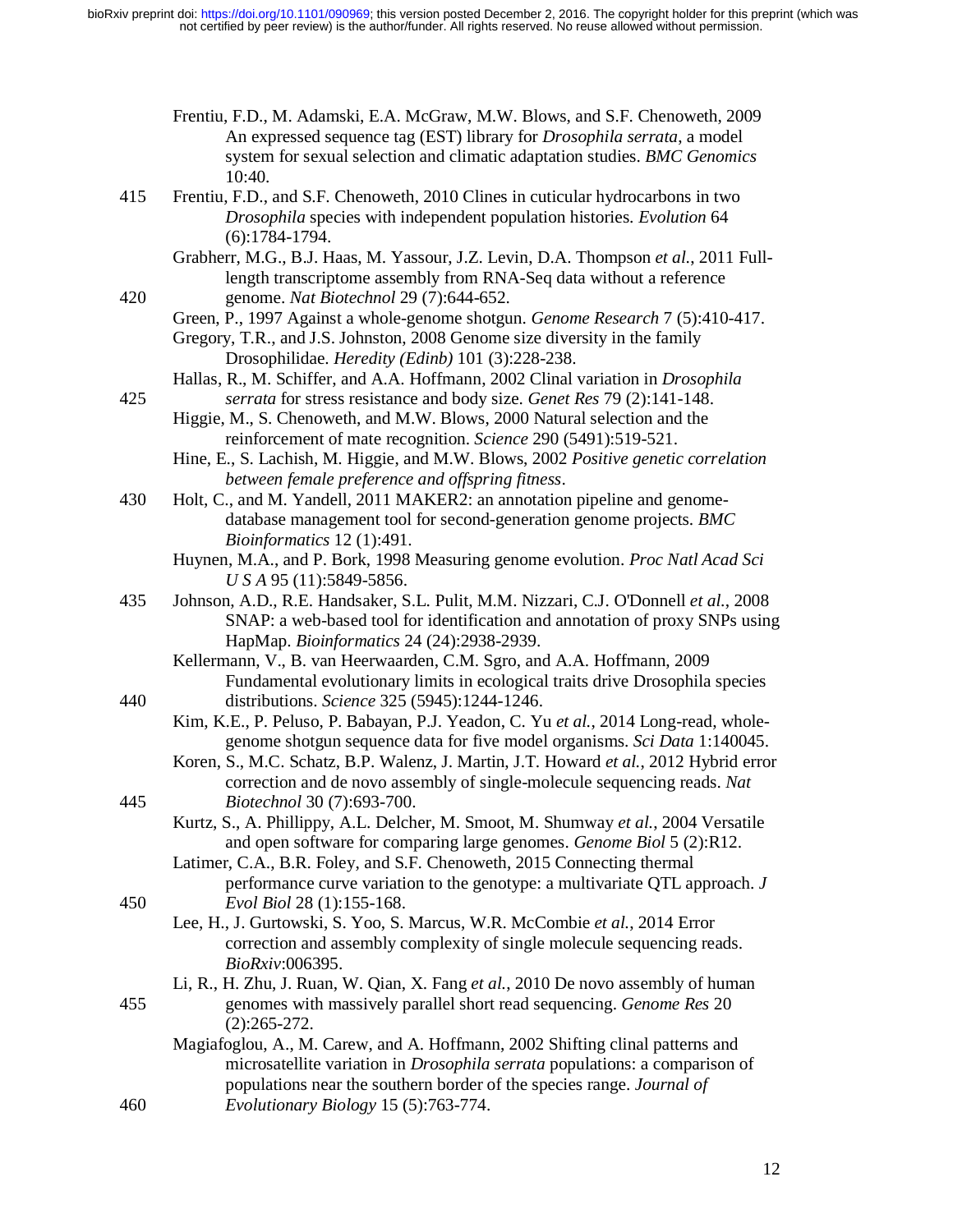Frentiu, F.D., M. Adamski, E.A. McGraw, M.W. Blows, and S.F. Chenoweth, 2009 An expressed sequence tag (EST) library for *Drosophila serrata*, a model system for sexual selection and climatic adaptation studies. *BMC Genomics* 10:40.

Frentiu, F.D., and S.F. Chenoweth, 2010 Clines in cuticular hydrocarbons in two *Drosophila* species with independent population histories. *Evolution* 64 (6):1784-1794.

Grabherr, M.G., B.J. Haas, M. Yassour, J.Z. Levin, D.A. Thompson *et al.*, 2011 Full-length transcriptome assembly from RNA-Seq data without a reference genome. *Nat Biotechnol* 29 (7):644-652.

Green, P., 1997 Against a whole-genome shotgun. *Genome Research* 7 (5):410-417.

Gregory, T.R., and J.S. Johnston, 2008 Genome size diversity in the family Drosophilidae. *Heredity (Edinb)* 101 (3):228-238.

Hallas, R., M. Schiffer, and A.A. Hoffmann, 2002 Clinal variation in *Drosophila serrata* for stress resistance and body size. *Genet Res* 79 (2):141-148.

Higgie, M., S. Chenoweth, and M.W. Blows, 2000 Natural selection and the reinforcement of mate recognition. *Science* 290 (5491):519-521.

Hine, E., S. Lachish, M. Higgie, and M.W. Blows, 2002 *Positive genetic correlation between female preference and offspring fitness*.

Holt, C., and M. Yandell, 2011 MAKER2: an annotation pipeline and genome-database management tool for second-generation genome projects. *BMC Bioinformatics* 12 (1):491.

Huynen, M.A., and P. Bork, 1998 Measuring genome evolution. *Proc Natl Acad Sci U S A* 95 (11):5849-5856.

Johnson, A.D., R.E. Handsaker, S.L. Pulit, M.M. Nizzari, C.J. O'Donnell *et al.*, 2008 SNAP: a web-based tool for identification and annotation of proxy SNPs using HapMap. *Bioinformatics* 24 (24):2938-2939.

Kellermann, V., B. van Heerwaarden, C.M. Sgro, and A.A. Hoffmann, 2009 Fundamental evolutionary limits in ecological traits drive Drosophila species distributions. *Science* 325 (5945):1244-1246.

Kim, K.E., P. Peluso, P. Babayan, P.J. Yeadon, C. Yu *et al.*, 2014 Long-read, whole-genome shotgun sequence data for five model organisms. *Sci Data* 1:140045.

Koren, S., M.C. Schatz, B.P. Walenz, J. Martin, J.T. Howard *et al.*, 2012 Hybrid error correction and de novo assembly of single-molecule sequencing reads. *Nat Biotechnol* 30 (7):693-700.

Kurtz, S., A. Phillippy, A.L. Delcher, M. Smoot, M. Shumway *et al.*, 2004 Versatile and open software for comparing large genomes. *Genome Biol* 5 (2):R12.

Latimer, C.A., B.R. Foley, and S.F. Chenoweth, 2015 Connecting thermal performance curve variation to the genotype: a multivariate QTL approach. *J Evol Biol* 28 (1):155-168.

Lee, H., J. Gurtowski, S. Yoo, S. Marcus, W.R. McCombie *et al.*, 2014 Error correction and assembly complexity of single molecule sequencing reads. *BioRxiv*:006395.

Li, R., H. Zhu, J. Ruan, W. Qian, X. Fang *et al.*, 2010 De novo assembly of human genomes with massively parallel short read sequencing. *Genome Res* 20 (2):265-272.

Magiafoglou, A., M. Carew, and A. Hoffmann, 2002 Shifting clinal patterns and microsatellite variation in *Drosophila serrata* populations: a comparison of populations near the southern border of the species range. *Journal of Evolutionary Biology* 15 (5):763-774.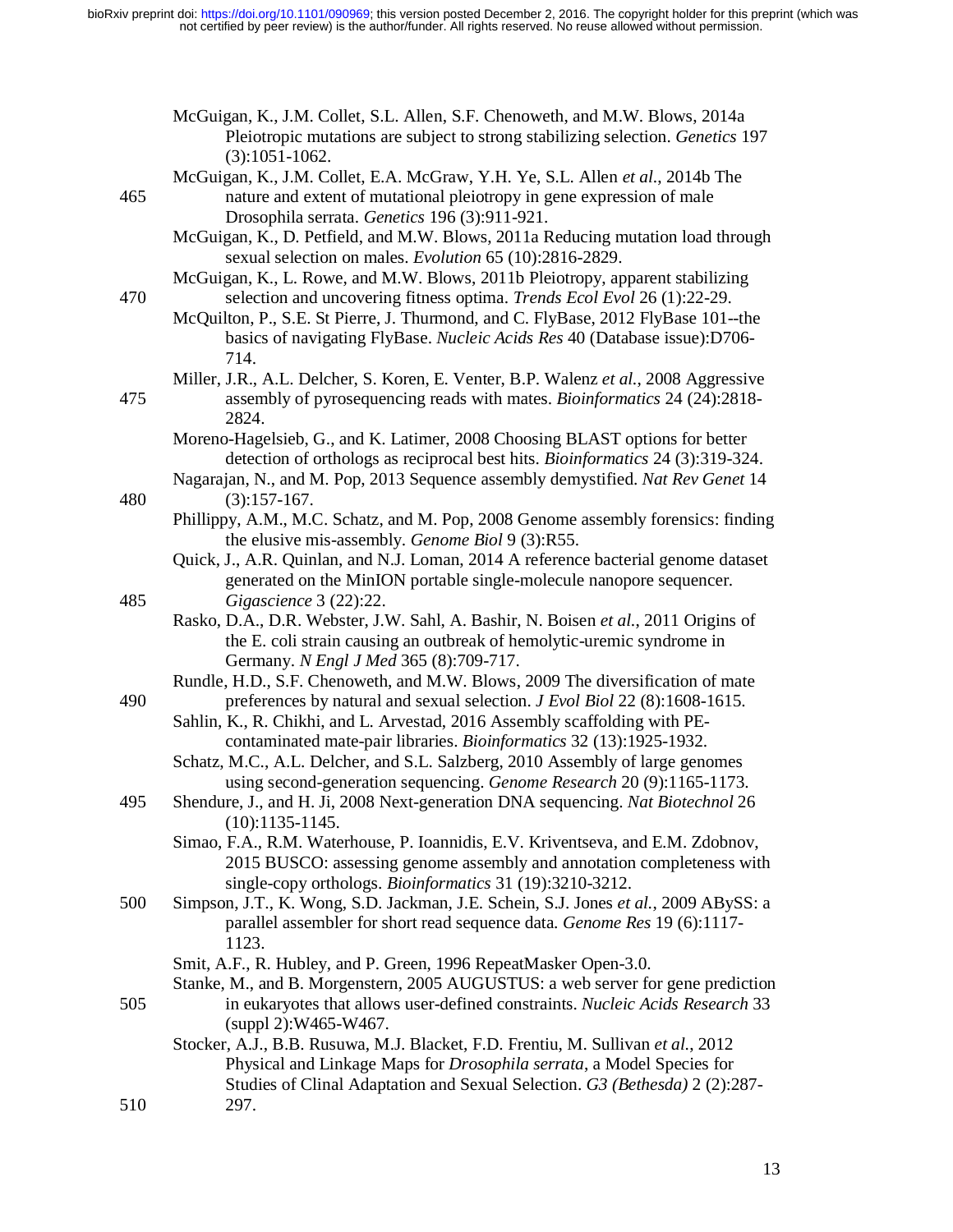McGuigan, K., J.M. Collet, S.L. Allen, S.F. Chenoweth, and M.W. Blows, 2014a Pleiotropic mutations are subject to strong stabilizing selection. *Genetics* 197 (3):1051-1062.

McGuigan, K., J.M. Collet, E.A. McGraw, Y.H. Ye, S.L. Allen *et al.*, 2014b The nature and extent of mutational pleiotropy in gene expression of male Drosophila serrata. *Genetics* 196 (3):911-921.

McGuigan, K., D. Petfield, and M.W. Blows, 2011a Reducing mutation load through sexual selection on males. *Evolution* 65 (10):2816-2829.

McGuigan, K., L. Rowe, and M.W. Blows, 2011b Pleiotropy, apparent stabilizing selection and uncovering fitness optima. *Trends Ecol Evol* 26 (1):22-29.

McQuilton, P., S.E. St Pierre, J. Thurmond, and C. FlyBase, 2012 FlyBase 101--the basics of navigating FlyBase. *Nucleic Acids Res* 40 (Database issue):D706-714.

Miller, J.R., A.L. Delcher, S. Koren, E. Venter, B.P. Walenz *et al.*, 2008 Aggressive assembly of pyrosequencing reads with mates. *Bioinformatics* 24 (24):2818-2824.

Moreno-Hagelsieb, G., and K. Latimer, 2008 Choosing BLAST options for better detection of orthologs as reciprocal best hits. *Bioinformatics* 24 (3):319-324.

Nagarajan, N., and M. Pop, 2013 Sequence assembly demystified. *Nat Rev Genet* 14 (3):157-167.

Phillippy, A.M., M.C. Schatz, and M. Pop, 2008 Genome assembly forensics: finding the elusive mis-assembly. *Genome Biol* 9 (3):R55.

Quick, J., A.R. Quinlan, and N.J. Loman, 2014 A reference bacterial genome dataset generated on the MinION portable single-molecule nanopore sequencer. *Gigascience* 3 (22):22.

Rasko, D.A., D.R. Webster, J.W. Sahl, A. Bashir, N. Boisen *et al.*, 2011 Origins of the E. coli strain causing an outbreak of hemolytic-uremic syndrome in Germany. *N Engl J Med* 365 (8):709-717.

Rundle, H.D., S.F. Chenoweth, and M.W. Blows, 2009 The diversification of mate preferences by natural and sexual selection. *J Evol Biol* 22 (8):1608-1615.

Sahlin, K., R. Chikhi, and L. Arvestad, 2016 Assembly scaffolding with PE-contaminated mate-pair libraries. *Bioinformatics* 32 (13):1925-1932.

Schatz, M.C., A.L. Delcher, and S.L. Salzberg, 2010 Assembly of large genomes using second-generation sequencing. *Genome Research* 20 (9):1165-1173.

Shendure, J., and H. Ji, 2008 Next-generation DNA sequencing. *Nat Biotechnol* 26 (10):1135-1145.

Simao, F.A., R.M. Waterhouse, P. Ioannidis, E.V. Kriventseva, and E.M. Zdobnov, 2015 BUSCO: assessing genome assembly and annotation completeness with single-copy orthologs. *Bioinformatics* 31 (19):3210-3212.

Simpson, J.T., K. Wong, S.D. Jackman, J.E. Schein, S.J. Jones *et al.*, 2009 ABySS: a parallel assembler for short read sequence data. *Genome Res* 19 (6):1117-1123.

Smit, A.F., R. Hubley, and P. Green, 1996 RepeatMasker Open-3.0.

Stanke, M., and B. Morgenstern, 2005 AUGUSTUS: a web server for gene prediction in eukaryotes that allows user-defined constraints. *Nucleic Acids Research* 33 (suppl 2):W465-W467.

Stocker, A.J., B.B. Rusuwa, M.J. Blacket, F.D. Frentiu, M. Sullivan *et al.*, 2012 Physical and Linkage Maps for *Drosophila serrata*, a Model Species for Studies of Clinal Adaptation and Sexual Selection. *G3 (Bethesda)* 2 (2):287-297.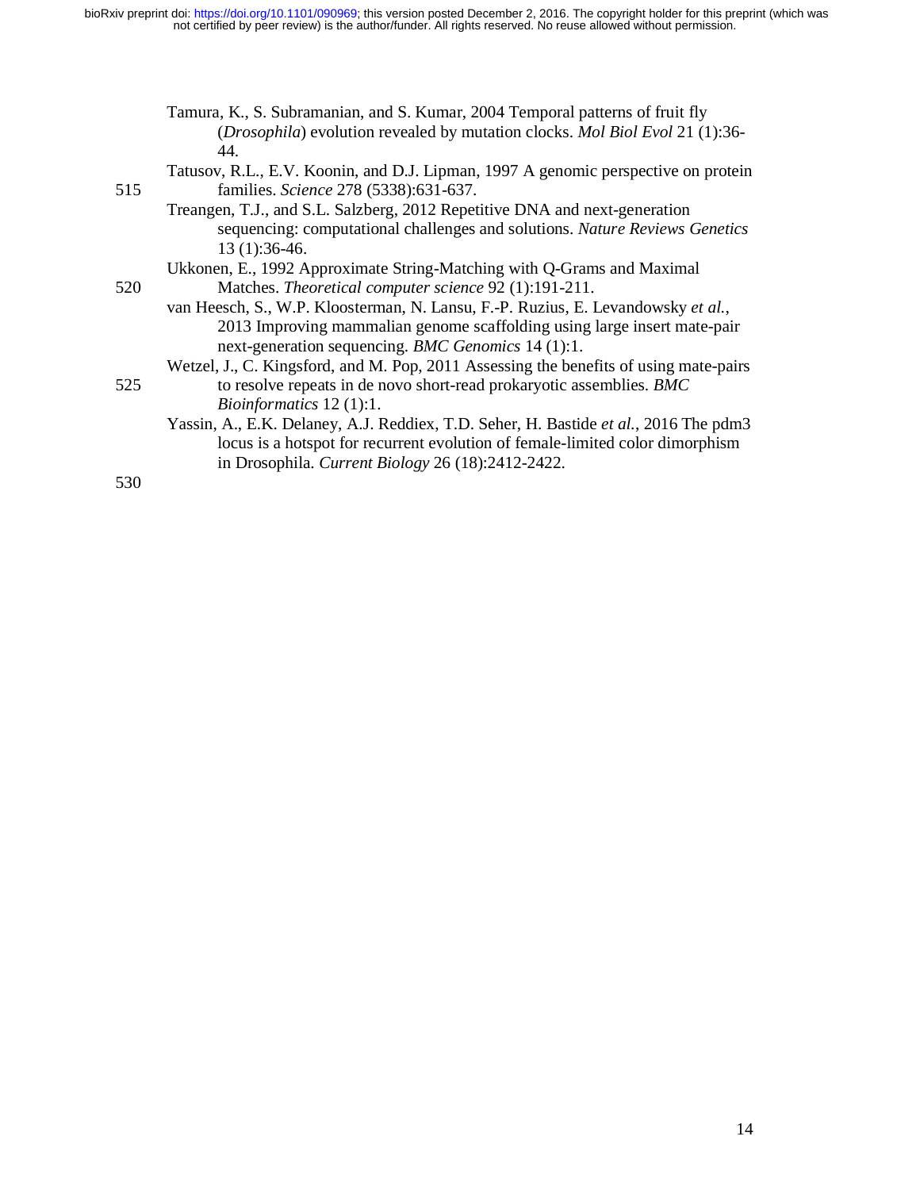Tamura, K., S. Subramanian, and S. Kumar, 2004 Temporal patterns of fruit fly (*Drosophila*) evolution revealed by mutation clocks. *Mol Biol Evol* 21 (1):36-44.

Tatusov, R.L., E.V. Koonin, and D.J. Lipman, 1997 A genomic perspective on protein families. *Science* 278 (5338):631-637.

Treangen, T.J., and S.L. Salzberg, 2012 Repetitive DNA and next-generation sequencing: computational challenges and solutions. *Nature Reviews Genetics* 13 (1):36-46.

Ukkonen, E., 1992 Approximate String-Matching with Q-Grams and Maximal Matches. *Theoretical computer science* 92 (1):191-211.

van Heesch, S., W.P. Kloosterman, N. Lansu, F.-P. Ruzius, E. Levandowsky *et al.*, 2013 Improving mammalian genome scaffolding using large insert mate-pair next-generation sequencing. *BMC Genomics* 14 (1):1.

Wetzel, J., C. Kingsford, and M. Pop, 2011 Assessing the benefits of using mate-pairs to resolve repeats in de novo short-read prokaryotic assemblies. *BMC Bioinformatics* 12 (1):1.

Yassin, A., E.K. Delaney, A.J. Reddiex, T.D. Seher, H. Bastide *et al.*, 2016 The pdm3 locus is a hotspot for recurrent evolution of female-limited color dimorphism in Drosophila. *Current Biology* 26 (18):2412-2422.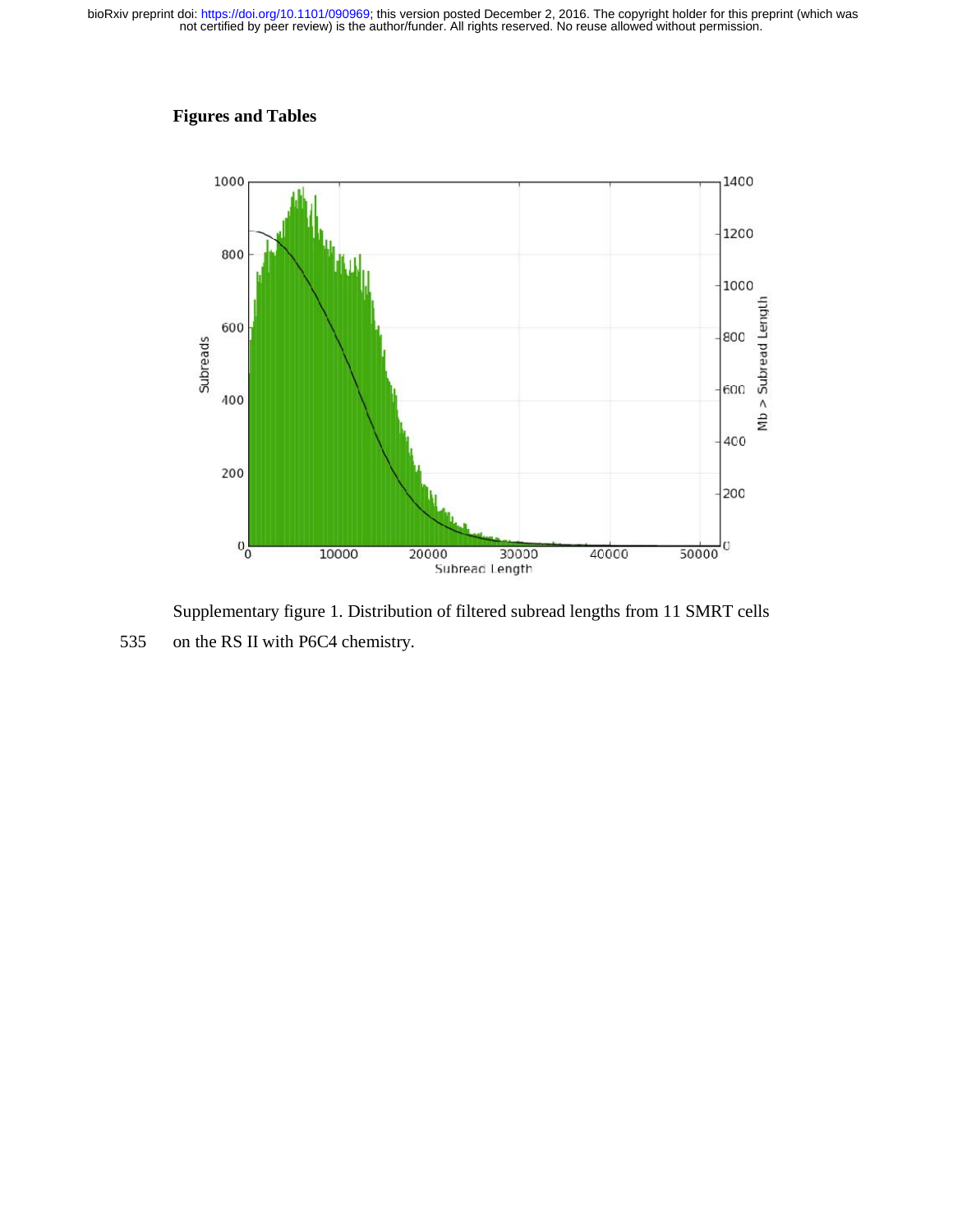## Figures and Tables

1000

800

600

400

200

0

Subreads

0

10000

20000

30000

40000

50000

Subread Length

1400

1200

1000

800

600

400

200

0

Mb > Subread Length

Supplementary figure 1. Distribution of filtered subread lengths from 11 SMRT cells on the RS II with P6C4 chemistry.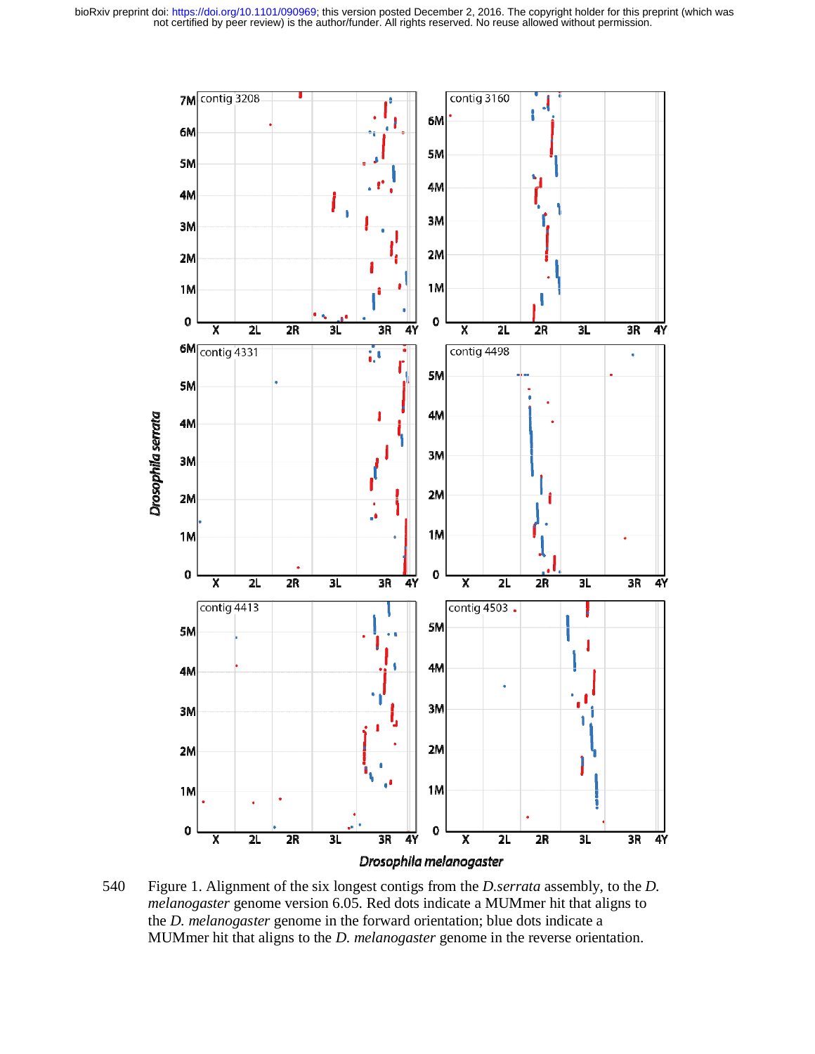contig 3208

7M
6M
5M
4M
3M
2M
1M
0

X 2L 2R 3L 3R 4Y

contig 3160

6M
5M
4M
3M
2M
1M
0

X 2L 2R 3L 3R 4Y

contig 4331

6M
5M
4M
3M
2M
1M
0

X 2L 2R 3L 3R 4Y

contig 4498

5M
4M
3M
2M
1M
0

X 2L 2R 3L 3R 4Y

contig 4413

5M
4M
3M
2M
1M
0

X 2L 2R 3L 3R 4Y

contig 4503

5M
4M
3M
2M
1M
0

X 2L 2R 3L 3R 4Y

*Drosophila serrata*

*Drosophila melanogaster*

Figure 1. Alignment of the six longest contigs from the *D.serrata* assembly, to the *D. melanogaster* genome version 6.05. Red dots indicate a MUMmer hit that aligns to the *D. melanogaster* genome in the forward orientation; blue dots indicate a MUMmer hit that aligns to the *D. melanogaster* genome in the reverse orientation.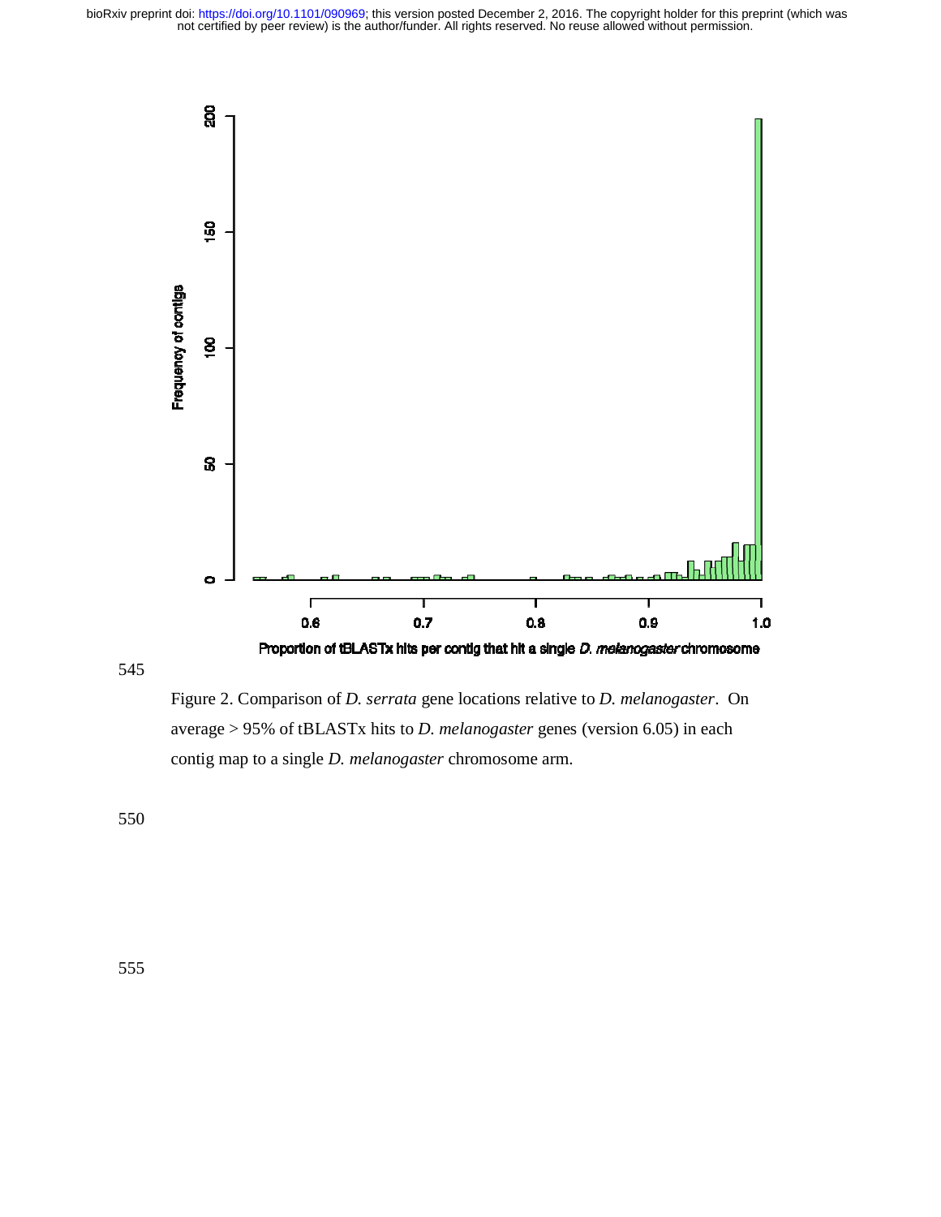Frequency of contigs

0

50

100

150

200

0.6

0.7

0.8

0.9

1.0

Proportion of tBLASTx hits per contig that hit a single *D. melanogaster* chromosome

Figure 2. Comparison of *D. serrata* gene locations relative to *D. melanogaster*. On average > 95% of tBLASTx hits to *D. melanogaster* genes (version 6.05) in each contig map to a single *D. melanogaster* chromosome arm.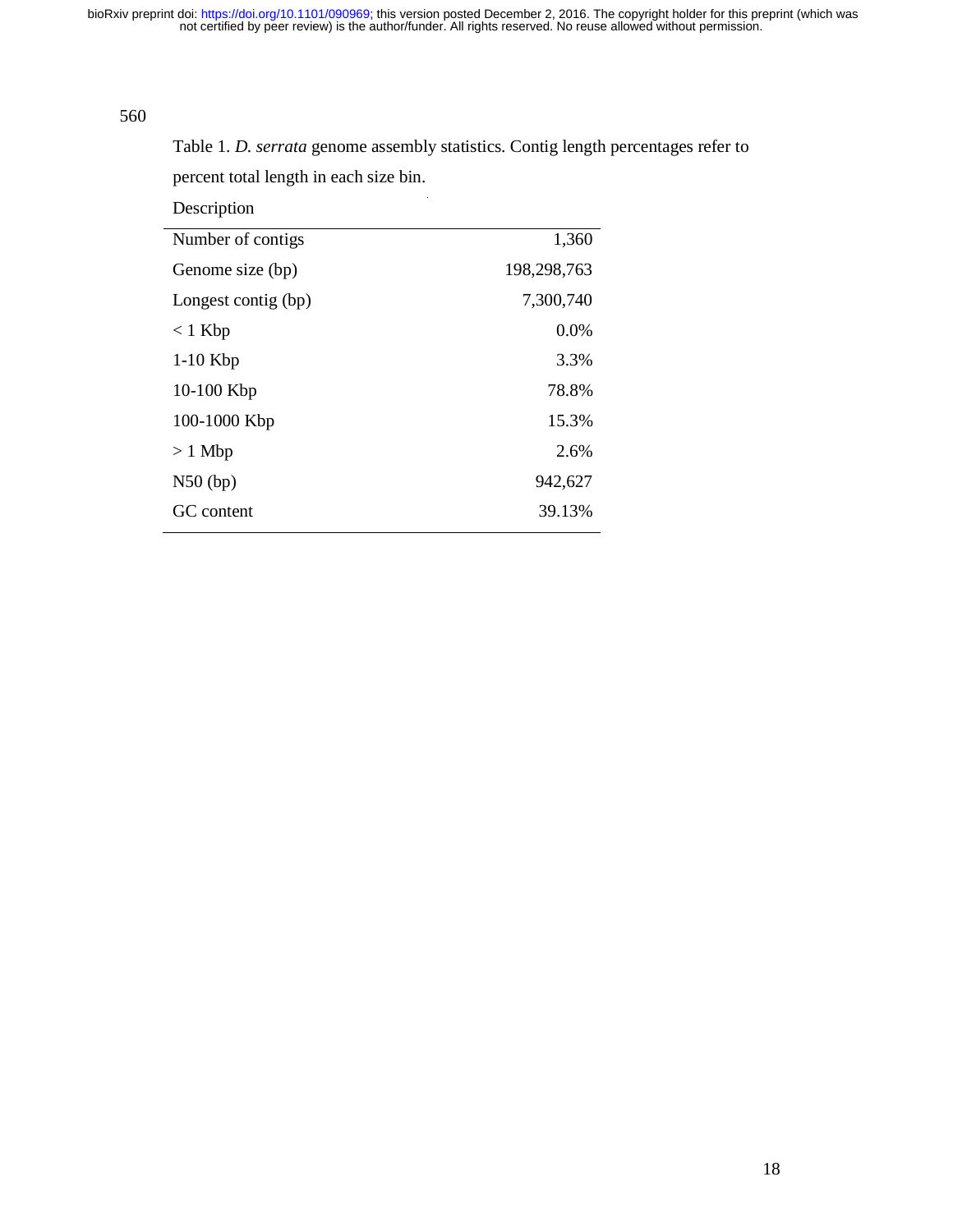Table 1. *D. serrata* genome assembly statistics. Contig length percentages refer to percent total length in each size bin.

| Description | |
|---|---|
| Number of contigs | 1,360 |
| Genome size (bp) | 198,298,763 |
| Longest contig (bp) | 7,300,740 |
| < 1 Kbp | 0.0% |
| 1-10 Kbp | 3.3% |
| 10-100 Kbp | 78.8% |
| 100-1000 Kbp | 15.3% |
| > 1 Mbp | 2.6% |
| N50 (bp) | 942,627 |
| GC content | 39.13% |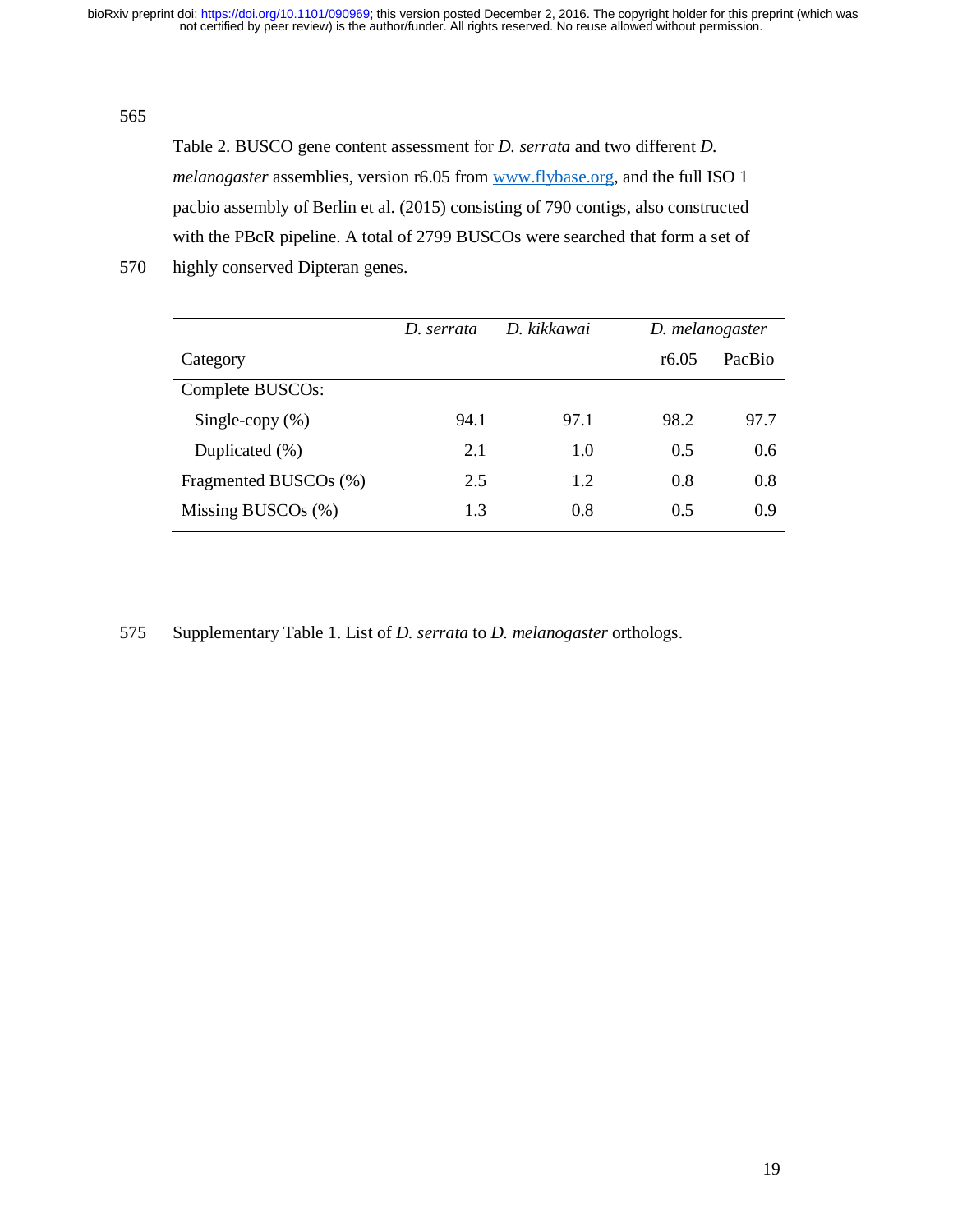Table 2. BUSCO gene content assessment for *D. serrata* and two different *D. melanogaster* assemblies, version r6.05 from [www.flybase.org](www.flybase.org), and the full ISO 1 pacbio assembly of Berlin et al. (2015) consisting of 790 contigs, also constructed with the PBcR pipeline. A total of 2799 BUSCOs were searched that form a set of highly conserved Dipteran genes.

| | *D. serrata* | *D. kikkawai* | *D. melanogaster* | |
|---|---|---|---|---|
| Category | | | r6.05 | PacBio |
| Complete BUSCOs: | | | | |
| Single-copy (%) | 94.1 | 97.1 | 98.2 | 97.7 |
| Duplicated (%) | 2.1 | 1.0 | 0.5 | 0.6 |
| Fragmented BUSCOs (%) | 2.5 | 1.2 | 0.8 | 0.8 |
| Missing BUSCOs (%) | 1.3 | 0.8 | 0.5 | 0.9 |

Supplementary Table 1. List of *D. serrata* to *D. melanogaster* orthologs.